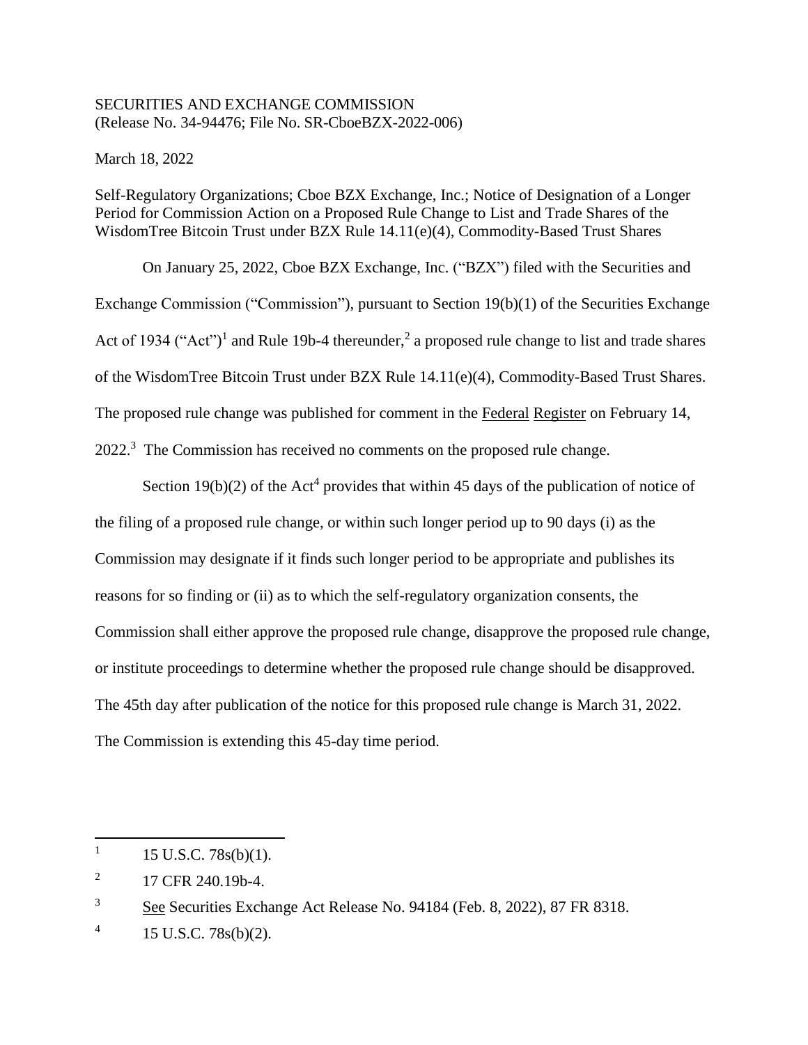SECURITIES AND EXCHANGE COMMISSION
(Release No. 34-94476; File No. SR-CboeBZX-2022-006)

March 18, 2022

Self-Regulatory Organizations; Cboe BZX Exchange, Inc.; Notice of Designation of a Longer Period for Commission Action on a Proposed Rule Change to List and Trade Shares of the WisdomTree Bitcoin Trust under BZX Rule 14.11(e)(4), Commodity-Based Trust Shares

On January 25, 2022, Cboe BZX Exchange, Inc. ("BZX") filed with the Securities and Exchange Commission ("Commission"), pursuant to Section 19(b)(1) of the Securities Exchange Act of 1934 ("Act")[1] and Rule 19b-4 thereunder,[2] a proposed rule change to list and trade shares of the WisdomTree Bitcoin Trust under BZX Rule 14.11(e)(4), Commodity-Based Trust Shares. The proposed rule change was published for comment in the Federal Register on February 14, 2022.[3] The Commission has received no comments on the proposed rule change.

Section 19(b)(2) of the Act[4] provides that within 45 days of the publication of notice of the filing of a proposed rule change, or within such longer period up to 90 days (i) as the Commission may designate if it finds such longer period to be appropriate and publishes its reasons for so finding or (ii) as to which the self-regulatory organization consents, the Commission shall either approve the proposed rule change, disapprove the proposed rule change, or institute proceedings to determine whether the proposed rule change should be disapproved. The 45th day after publication of the notice for this proposed rule change is March 31, 2022. The Commission is extending this 45-day time period.

---

[1] 15 U.S.C. 78s(b)(1).

[2] 17 CFR 240.19b-4.

[3] See Securities Exchange Act Release No. 94184 (Feb. 8, 2022), 87 FR 8318.

[4] 15 U.S.C. 78s(b)(2).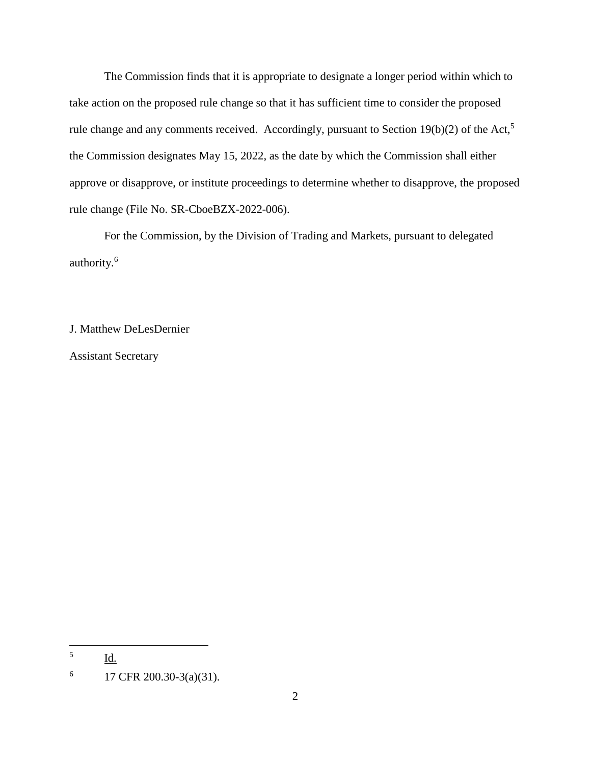The Commission finds that it is appropriate to designate a longer period within which to take action on the proposed rule change so that it has sufficient time to consider the proposed rule change and any comments received. Accordingly, pursuant to Section 19(b)(2) of the Act,[5] the Commission designates May 15, 2022, as the date by which the Commission shall either approve or disapprove, or institute proceedings to determine whether to disapprove, the proposed rule change (File No. SR-CboeBZX-2022-006).

For the Commission, by the Division of Trading and Markets, pursuant to delegated authority.[6]

J. Matthew DeLesDernier

Assistant Secretary

---

[5] Id.

[6] 17 CFR 200.30-3(a)(31).